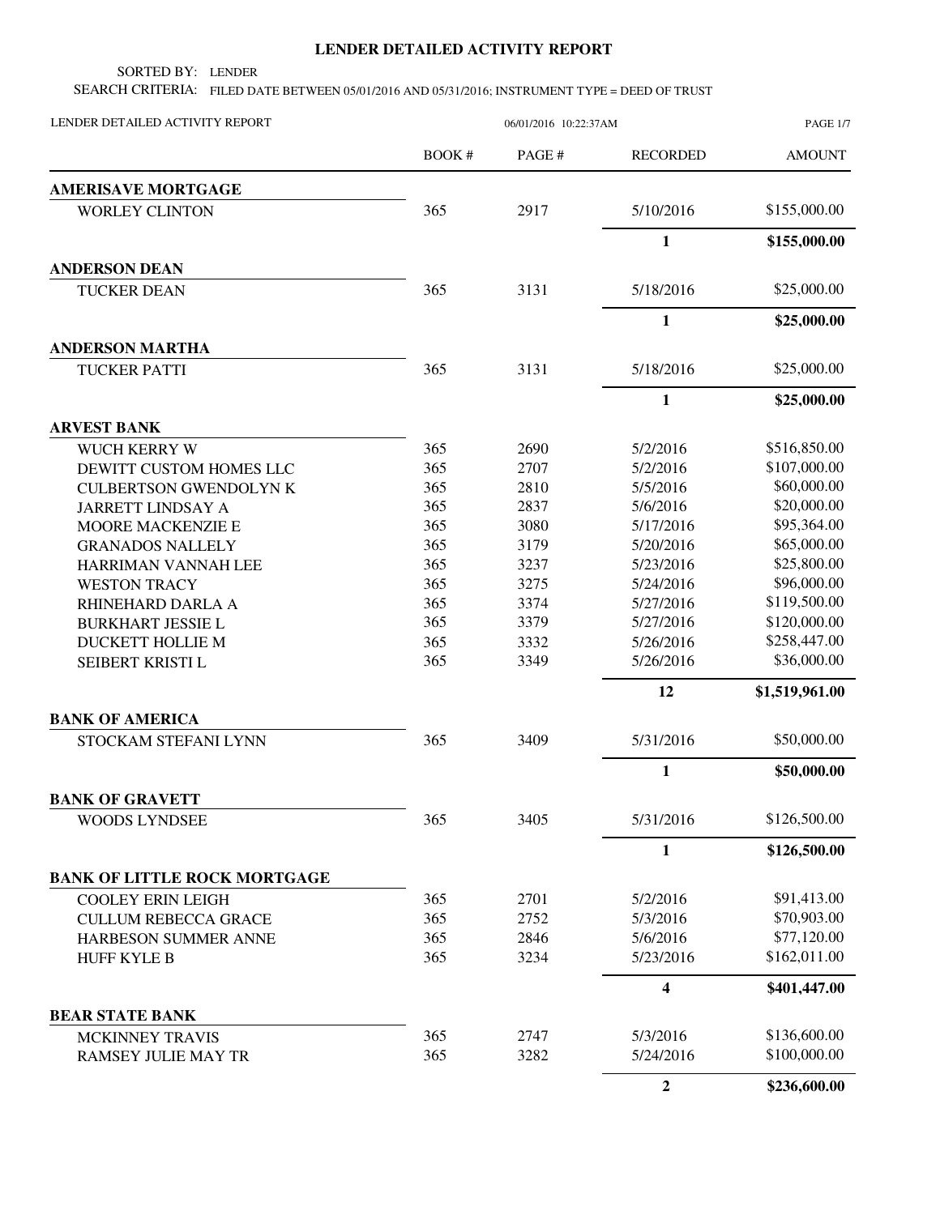# LENDER DETAILED ACTIVITY REPORT

SORTED BY: LENDER

SEARCH CRITERIA: FILED DATE BETWEEN 05/01/2016 AND 05/31/2016; INSTRUMENT TYPE = DEED OF TRUST

LENDER DETAILED ACTIVITY REPORT 06/01/2016 10:22:37AM

| | BOOK # | PAGE # | RECORDED | AMOUNT |
|---|---|---|---|---|
| **AMERISAVE MORTGAGE** | | | | |
| WORLEY CLINTON | 365 | 2917 | 5/10/2016 | $155,000.00 |
| | | | **1** | **$155,000.00** |
| **ANDERSON DEAN** | | | | |
| TUCKER DEAN | 365 | 3131 | 5/18/2016 | $25,000.00 |
| | | | **1** | **$25,000.00** |
| **ANDERSON MARTHA** | | | | |
| TUCKER PATTI | 365 | 3131 | 5/18/2016 | $25,000.00 |
| | | | **1** | **$25,000.00** |
| **ARVEST BANK** | | | | |
| WUCH KERRY W | 365 | 2690 | 5/2/2016 | $516,850.00 |
| DEWITT CUSTOM HOMES LLC | 365 | 2707 | 5/2/2016 | $107,000.00 |
| CULBERTSON GWENDOLYN K | 365 | 2810 | 5/5/2016 | $60,000.00 |
| JARRETT LINDSAY A | 365 | 2837 | 5/6/2016 | $20,000.00 |
| MOORE MACKENZIE E | 365 | 3080 | 5/17/2016 | $95,364.00 |
| GRANADOS NALLELY | 365 | 3179 | 5/20/2016 | $65,000.00 |
| HARRIMAN VANNAH LEE | 365 | 3237 | 5/23/2016 | $25,800.00 |
| WESTON TRACY | 365 | 3275 | 5/24/2016 | $96,000.00 |
| RHINEHARD DARLA A | 365 | 3374 | 5/27/2016 | $119,500.00 |
| BURKHART JESSIE L | 365 | 3379 | 5/27/2016 | $120,000.00 |
| DUCKETT HOLLIE M | 365 | 3332 | 5/26/2016 | $258,447.00 |
| SEIBERT KRISTI L | 365 | 3349 | 5/26/2016 | $36,000.00 |
| | | | **12** | **$1,519,961.00** |
| **BANK OF AMERICA** | | | | |
| STOCKAM STEFANI LYNN | 365 | 3409 | 5/31/2016 | $50,000.00 |
| | | | **1** | **$50,000.00** |
| **BANK OF GRAVETT** | | | | |
| WOODS LYNDSEE | 365 | 3405 | 5/31/2016 | $126,500.00 |
| | | | **1** | **$126,500.00** |
| **BANK OF LITTLE ROCK MORTGAGE** | | | | |
| COOLEY ERIN LEIGH | 365 | 2701 | 5/2/2016 | $91,413.00 |
| CULLUM REBECCA GRACE | 365 | 2752 | 5/3/2016 | $70,903.00 |
| HARBESON SUMMER ANNE | 365 | 2846 | 5/6/2016 | $77,120.00 |
| HUFF KYLE B | 365 | 3234 | 5/23/2016 | $162,011.00 |
| | | | **4** | **$401,447.00** |
| **BEAR STATE BANK** | | | | |
| MCKINNEY TRAVIS | 365 | 2747 | 5/3/2016 | $136,600.00 |
| RAMSEY JULIE MAY TR | 365 | 3282 | 5/24/2016 | $100,000.00 |
| | | | **2** | **$236,600.00** |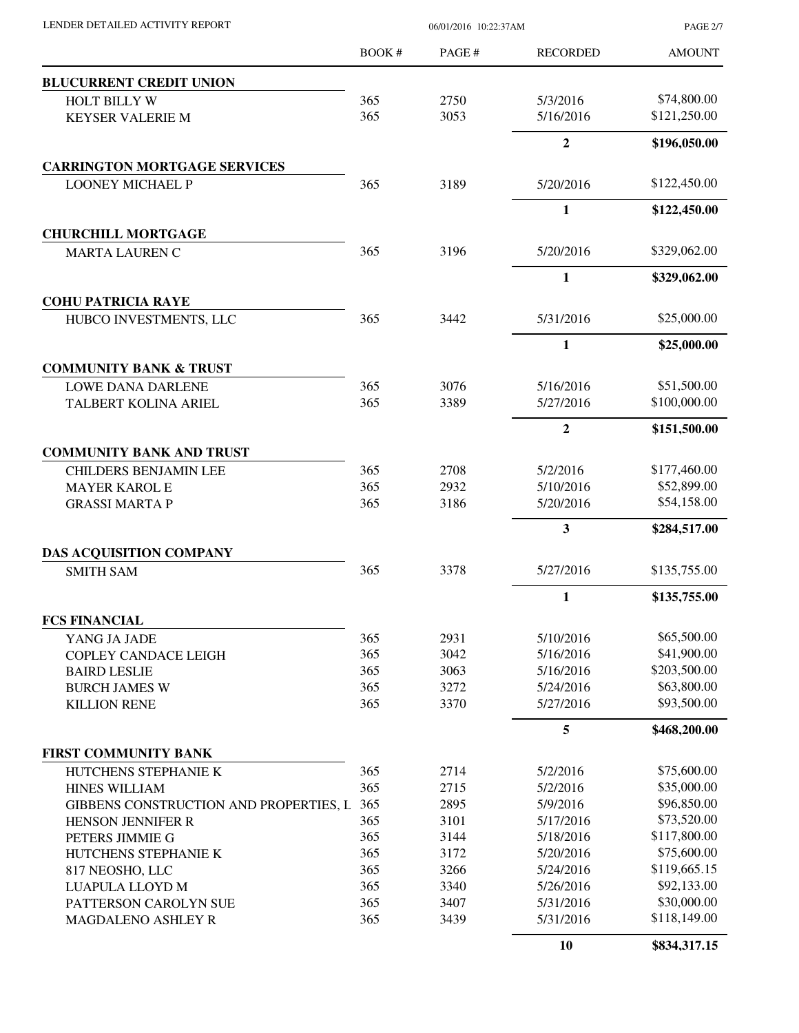LENDER DETAILED ACTIVITY REPORT

06/01/2016 10:22:37AM

| | BOOK # | PAGE # | RECORDED | AMOUNT |
|---|---|---|---|---|
| **BLUCURRENT CREDIT UNION** | | | | |
| HOLT BILLY W | 365 | 2750 | 5/3/2016 | $74,800.00 |
| KEYSER VALERIE M | 365 | 3053 | 5/16/2016 | $121,250.00 |
| | | | **2** | **$196,050.00** |
| **CARRINGTON MORTGAGE SERVICES** | | | | |
| LOONEY MICHAEL P | 365 | 3189 | 5/20/2016 | $122,450.00 |
| | | | **1** | **$122,450.00** |
| **CHURCHILL MORTGAGE** | | | | |
| MARTA LAUREN C | 365 | 3196 | 5/20/2016 | $329,062.00 |
| | | | **1** | **$329,062.00** |
| **COHU PATRICIA RAYE** | | | | |
| HUBCO INVESTMENTS, LLC | 365 | 3442 | 5/31/2016 | $25,000.00 |
| | | | **1** | **$25,000.00** |
| **COMMUNITY BANK & TRUST** | | | | |
| LOWE DANA DARLENE | 365 | 3076 | 5/16/2016 | $51,500.00 |
| TALBERT KOLINA ARIEL | 365 | 3389 | 5/27/2016 | $100,000.00 |
| | | | **2** | **$151,500.00** |
| **COMMUNITY BANK AND TRUST** | | | | |
| CHILDERS BENJAMIN LEE | 365 | 2708 | 5/2/2016 | $177,460.00 |
| MAYER KAROL E | 365 | 2932 | 5/10/2016 | $52,899.00 |
| GRASSI MARTA P | 365 | 3186 | 5/20/2016 | $54,158.00 |
| | | | **3** | **$284,517.00** |
| **DAS ACQUISITION COMPANY** | | | | |
| SMITH SAM | 365 | 3378 | 5/27/2016 | $135,755.00 |
| | | | **1** | **$135,755.00** |
| **FCS FINANCIAL** | | | | |
| YANG JA JADE | 365 | 2931 | 5/10/2016 | $65,500.00 |
| COPLEY CANDACE LEIGH | 365 | 3042 | 5/16/2016 | $41,900.00 |
| BAIRD LESLIE | 365 | 3063 | 5/16/2016 | $203,500.00 |
| BURCH JAMES W | 365 | 3272 | 5/24/2016 | $63,800.00 |
| KILLION RENE | 365 | 3370 | 5/27/2016 | $93,500.00 |
| | | | **5** | **$468,200.00** |
| **FIRST COMMUNITY BANK** | | | | |
| HUTCHENS STEPHANIE K | 365 | 2714 | 5/2/2016 | $75,600.00 |
| HINES WILLIAM | 365 | 2715 | 5/2/2016 | $35,000.00 |
| GIBBENS CONSTRUCTION AND PROPERTIES, L | 365 | 2895 | 5/9/2016 | $96,850.00 |
| HENSON JENNIFER R | 365 | 3101 | 5/17/2016 | $73,520.00 |
| PETERS JIMMIE G | 365 | 3144 | 5/18/2016 | $117,800.00 |
| HUTCHENS STEPHANIE K | 365 | 3172 | 5/20/2016 | $75,600.00 |
| 817 NEOSHO, LLC | 365 | 3266 | 5/24/2016 | $119,665.15 |
| LUAPULA LLOYD M | 365 | 3340 | 5/26/2016 | $92,133.00 |
| PATTERSON CAROLYN SUE | 365 | 3407 | 5/31/2016 | $30,000.00 |
| MAGDALENO ASHLEY R | 365 | 3439 | 5/31/2016 | $118,149.00 |
| | | | **10** | **$834,317.15** |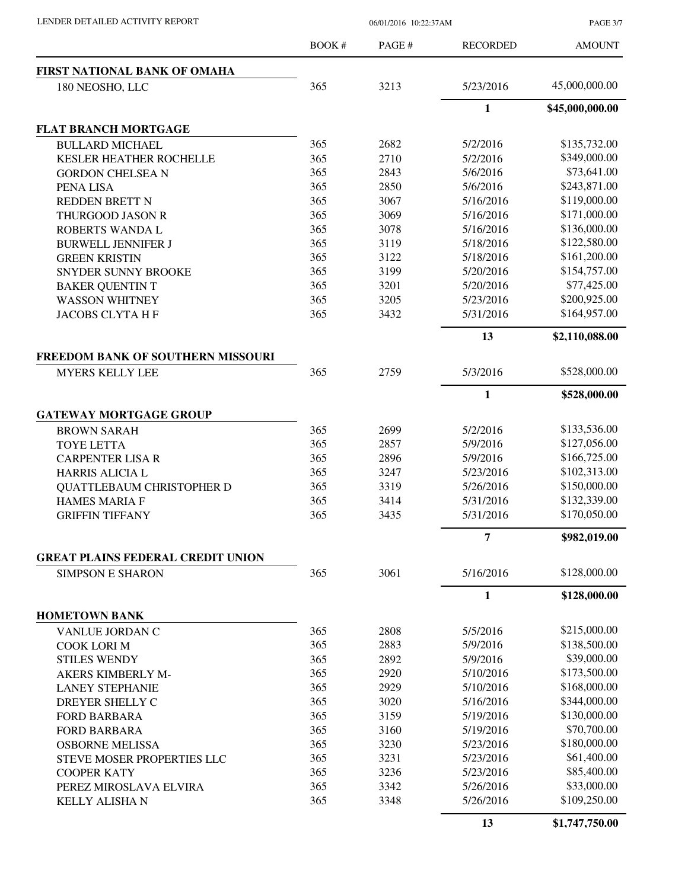| | BOOK # | PAGE # | RECORDED | AMOUNT |
|---|---|---|---|---|
| **FIRST NATIONAL BANK OF OMAHA** | | | | |
| 180 NEOSHO, LLC | 365 | 3213 | 5/23/2016 | 45,000,000.00 |
| | | | **1** | **$45,000,000.00** |
| **FLAT BRANCH MORTGAGE** | | | | |
| BULLARD MICHAEL | 365 | 2682 | 5/2/2016 | $135,732.00 |
| KESLER HEATHER ROCHELLE | 365 | 2710 | 5/2/2016 | $349,000.00 |
| GORDON CHELSEA N | 365 | 2843 | 5/6/2016 | $73,641.00 |
| PENA LISA | 365 | 2850 | 5/6/2016 | $243,871.00 |
| REDDEN BRETT N | 365 | 3067 | 5/16/2016 | $119,000.00 |
| THURGOOD JASON R | 365 | 3069 | 5/16/2016 | $171,000.00 |
| ROBERTS WANDA L | 365 | 3078 | 5/16/2016 | $136,000.00 |
| BURWELL JENNIFER J | 365 | 3119 | 5/18/2016 | $122,580.00 |
| GREEN KRISTIN | 365 | 3122 | 5/18/2016 | $161,200.00 |
| SNYDER SUNNY BROOKE | 365 | 3199 | 5/20/2016 | $154,757.00 |
| BAKER QUENTIN T | 365 | 3201 | 5/20/2016 | $77,425.00 |
| WASSON WHITNEY | 365 | 3205 | 5/23/2016 | $200,925.00 |
| JACOBS CLYTA H F | 365 | 3432 | 5/31/2016 | $164,957.00 |
| | | | **13** | **$2,110,088.00** |
| **FREEDOM BANK OF SOUTHERN MISSOURI** | | | | |
| MYERS KELLY LEE | 365 | 2759 | 5/3/2016 | $528,000.00 |
| | | | **1** | **$528,000.00** |
| **GATEWAY MORTGAGE GROUP** | | | | |
| BROWN SARAH | 365 | 2699 | 5/2/2016 | $133,536.00 |
| TOYE LETTA | 365 | 2857 | 5/9/2016 | $127,056.00 |
| CARPENTER LISA R | 365 | 2896 | 5/9/2016 | $166,725.00 |
| HARRIS ALICIA L | 365 | 3247 | 5/23/2016 | $102,313.00 |
| QUATTLEBAUM CHRISTOPHER D | 365 | 3319 | 5/26/2016 | $150,000.00 |
| HAMES MARIA F | 365 | 3414 | 5/31/2016 | $132,339.00 |
| GRIFFIN TIFFANY | 365 | 3435 | 5/31/2016 | $170,050.00 |
| | | | **7** | **$982,019.00** |
| **GREAT PLAINS FEDERAL CREDIT UNION** | | | | |
| SIMPSON E SHARON | 365 | 3061 | 5/16/2016 | $128,000.00 |
| | | | **1** | **$128,000.00** |
| **HOMETOWN BANK** | | | | |
| VANLUE JORDAN C | 365 | 2808 | 5/5/2016 | $215,000.00 |
| COOK LORI M | 365 | 2883 | 5/9/2016 | $138,500.00 |
| STILES WENDY | 365 | 2892 | 5/9/2016 | $39,000.00 |
| AKERS KIMBERLY M- | 365 | 2920 | 5/10/2016 | $173,500.00 |
| LANEY STEPHANIE | 365 | 2929 | 5/10/2016 | $168,000.00 |
| DREYER SHELLY C | 365 | 3020 | 5/16/2016 | $344,000.00 |
| FORD BARBARA | 365 | 3159 | 5/19/2016 | $130,000.00 |
| FORD BARBARA | 365 | 3160 | 5/19/2016 | $70,700.00 |
| OSBORNE MELISSA | 365 | 3230 | 5/23/2016 | $180,000.00 |
| STEVE MOSER PROPERTIES LLC | 365 | 3231 | 5/23/2016 | $61,400.00 |
| COOPER KATY | 365 | 3236 | 5/23/2016 | $85,400.00 |
| PEREZ MIROSLAVA ELVIRA | 365 | 3342 | 5/26/2016 | $33,000.00 |
| KELLY ALISHA N | 365 | 3348 | 5/26/2016 | $109,250.00 |
| | | | **13** | **$1,747,750.00** |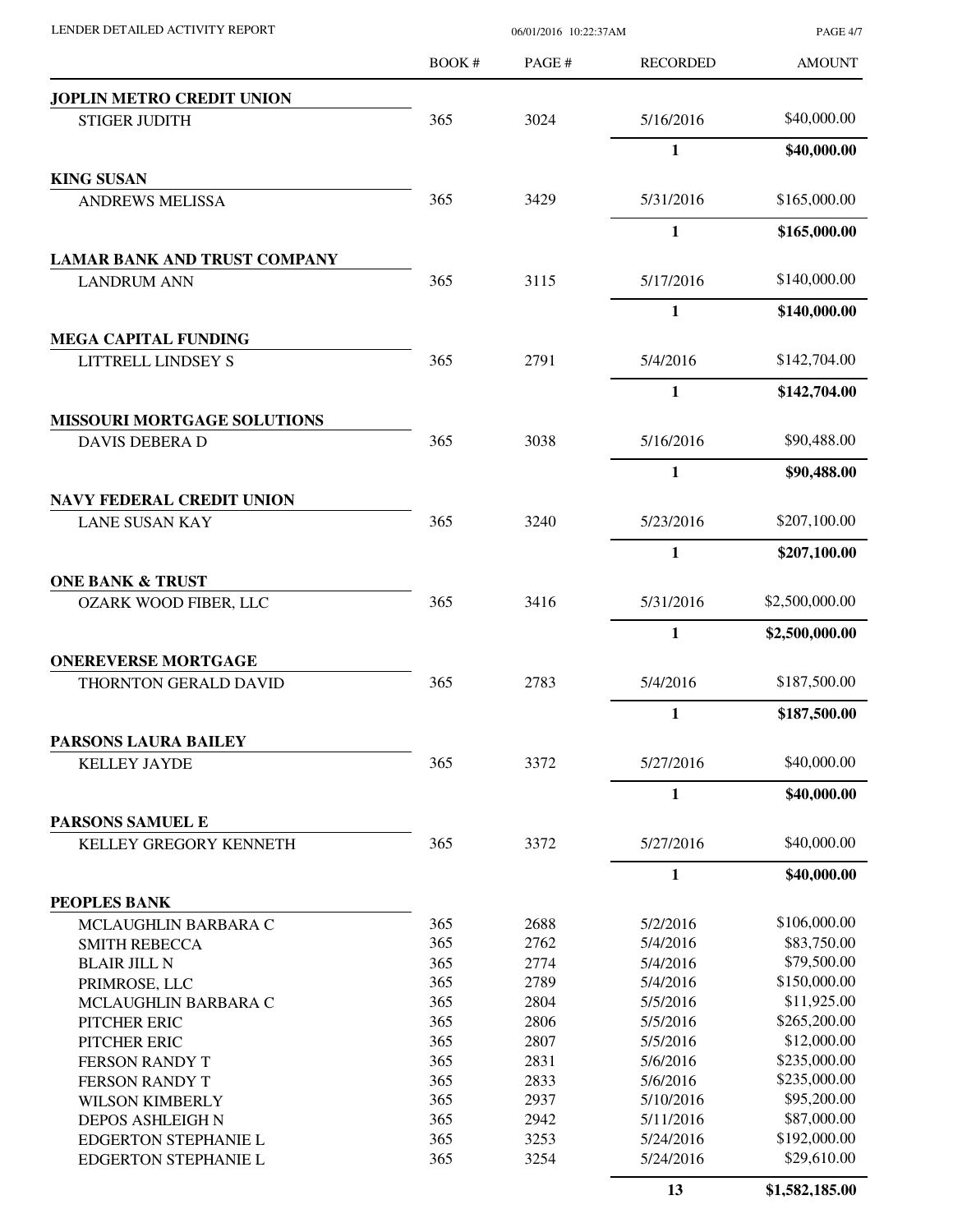LENDER DETAILED ACTIVITY REPORT

06/01/2016 10:22:37AM

| | BOOK # | PAGE # | RECORDED | AMOUNT |
|---|---|---|---|---|
| **JOPLIN METRO CREDIT UNION** | | | | |
| STIGER JUDITH | 365 | 3024 | 5/16/2016 | $40,000.00 |
| | | | **1** | **$40,000.00** |
| **KING SUSAN** | | | | |
| ANDREWS MELISSA | 365 | 3429 | 5/31/2016 | $165,000.00 |
| | | | **1** | **$165,000.00** |
| **LAMAR BANK AND TRUST COMPANY** | | | | |
| LANDRUM ANN | 365 | 3115 | 5/17/2016 | $140,000.00 |
| | | | **1** | **$140,000.00** |
| **MEGA CAPITAL FUNDING** | | | | |
| LITTRELL LINDSEY S | 365 | 2791 | 5/4/2016 | $142,704.00 |
| | | | **1** | **$142,704.00** |
| **MISSOURI MORTGAGE SOLUTIONS** | | | | |
| DAVIS DEBERA D | 365 | 3038 | 5/16/2016 | $90,488.00 |
| | | | **1** | **$90,488.00** |
| **NAVY FEDERAL CREDIT UNION** | | | | |
| LANE SUSAN KAY | 365 | 3240 | 5/23/2016 | $207,100.00 |
| | | | **1** | **$207,100.00** |
| **ONE BANK & TRUST** | | | | |
| OZARK WOOD FIBER, LLC | 365 | 3416 | 5/31/2016 | $2,500,000.00 |
| | | | **1** | **$2,500,000.00** |
| **ONEREVERSE MORTGAGE** | | | | |
| THORNTON GERALD DAVID | 365 | 2783 | 5/4/2016 | $187,500.00 |
| | | | **1** | **$187,500.00** |
| **PARSONS LAURA BAILEY** | | | | |
| KELLEY JAYDE | 365 | 3372 | 5/27/2016 | $40,000.00 |
| | | | **1** | **$40,000.00** |
| **PARSONS SAMUEL E** | | | | |
| KELLEY GREGORY KENNETH | 365 | 3372 | 5/27/2016 | $40,000.00 |
| | | | **1** | **$40,000.00** |
| **PEOPLES BANK** | | | | |
| MCLAUGHLIN BARBARA C | 365 | 2688 | 5/2/2016 | $106,000.00 |
| SMITH REBECCA | 365 | 2762 | 5/4/2016 | $83,750.00 |
| BLAIR JILL N | 365 | 2774 | 5/4/2016 | $79,500.00 |
| PRIMROSE, LLC | 365 | 2789 | 5/4/2016 | $150,000.00 |
| MCLAUGHLIN BARBARA C | 365 | 2804 | 5/5/2016 | $11,925.00 |
| PITCHER ERIC | 365 | 2806 | 5/5/2016 | $265,200.00 |
| PITCHER ERIC | 365 | 2807 | 5/5/2016 | $12,000.00 |
| FERSON RANDY T | 365 | 2831 | 5/6/2016 | $235,000.00 |
| FERSON RANDY T | 365 | 2833 | 5/6/2016 | $235,000.00 |
| WILSON KIMBERLY | 365 | 2937 | 5/10/2016 | $95,200.00 |
| DEPOS ASHLEIGH N | 365 | 2942 | 5/11/2016 | $87,000.00 |
| EDGERTON STEPHANIE L | 365 | 3253 | 5/24/2016 | $192,000.00 |
| EDGERTON STEPHANIE L | 365 | 3254 | 5/24/2016 | $29,610.00 |
| | | | **13** | **$1,582,185.00** |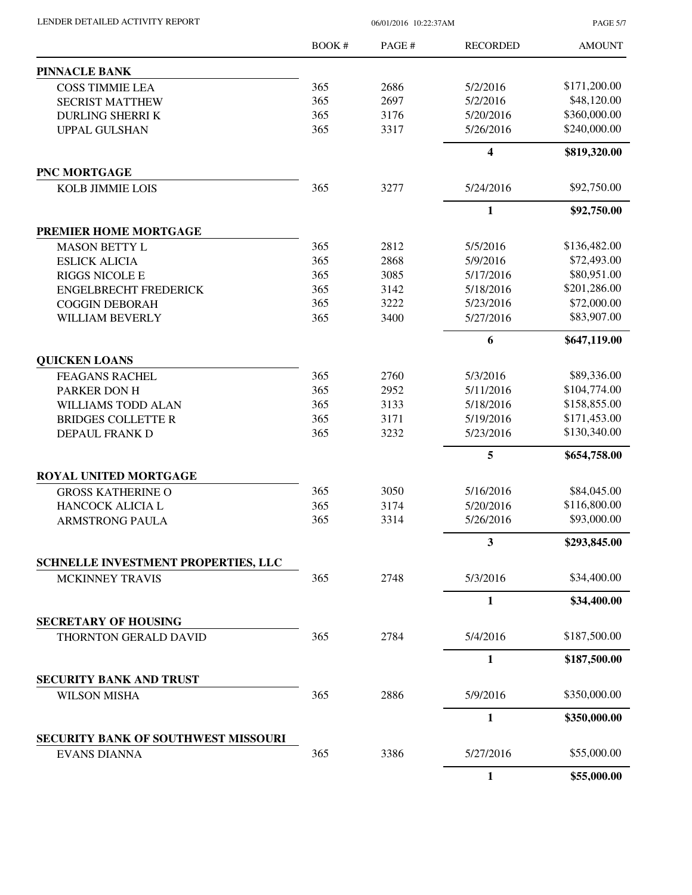| | BOOK # | PAGE # | RECORDED | AMOUNT |
|---|---|---|---|---|
| **PINNACLE BANK** | | | | |
| COSS TIMMIE LEA | 365 | 2686 | 5/2/2016 | $171,200.00 |
| SECRIST MATTHEW | 365 | 2697 | 5/2/2016 | $48,120.00 |
| DURLING SHERRI K | 365 | 3176 | 5/20/2016 | $360,000.00 |
| UPPAL GULSHAN | 365 | 3317 | 5/26/2016 | $240,000.00 |
| | | | **4** | **$819,320.00** |
| **PNC MORTGAGE** | | | | |
| KOLB JIMMIE LOIS | 365 | 3277 | 5/24/2016 | $92,750.00 |
| | | | **1** | **$92,750.00** |
| **PREMIER HOME MORTGAGE** | | | | |
| MASON BETTY L | 365 | 2812 | 5/5/2016 | $136,482.00 |
| ESLICK ALICIA | 365 | 2868 | 5/9/2016 | $72,493.00 |
| RIGGS NICOLE E | 365 | 3085 | 5/17/2016 | $80,951.00 |
| ENGELBRECHT FREDERICK | 365 | 3142 | 5/18/2016 | $201,286.00 |
| COGGIN DEBORAH | 365 | 3222 | 5/23/2016 | $72,000.00 |
| WILLIAM BEVERLY | 365 | 3400 | 5/27/2016 | $83,907.00 |
| | | | **6** | **$647,119.00** |
| **QUICKEN LOANS** | | | | |
| FEAGANS RACHEL | 365 | 2760 | 5/3/2016 | $89,336.00 |
| PARKER DON H | 365 | 2952 | 5/11/2016 | $104,774.00 |
| WILLIAMS TODD ALAN | 365 | 3133 | 5/18/2016 | $158,855.00 |
| BRIDGES COLLETTE R | 365 | 3171 | 5/19/2016 | $171,453.00 |
| DEPAUL FRANK D | 365 | 3232 | 5/23/2016 | $130,340.00 |
| | | | **5** | **$654,758.00** |
| **ROYAL UNITED MORTGAGE** | | | | |
| GROSS KATHERINE O | 365 | 3050 | 5/16/2016 | $84,045.00 |
| HANCOCK ALICIA L | 365 | 3174 | 5/20/2016 | $116,800.00 |
| ARMSTRONG PAULA | 365 | 3314 | 5/26/2016 | $93,000.00 |
| | | | **3** | **$293,845.00** |
| **SCHNELLE INVESTMENT PROPERTIES, LLC** | | | | |
| MCKINNEY TRAVIS | 365 | 2748 | 5/3/2016 | $34,400.00 |
| | | | **1** | **$34,400.00** |
| **SECRETARY OF HOUSING** | | | | |
| THORNTON GERALD DAVID | 365 | 2784 | 5/4/2016 | $187,500.00 |
| | | | **1** | **$187,500.00** |
| **SECURITY BANK AND TRUST** | | | | |
| WILSON MISHA | 365 | 2886 | 5/9/2016 | $350,000.00 |
| | | | **1** | **$350,000.00** |
| **SECURITY BANK OF SOUTHWEST MISSOURI** | | | | |
| EVANS DIANNA | 365 | 3386 | 5/27/2016 | $55,000.00 |
| | | | **1** | **$55,000.00** |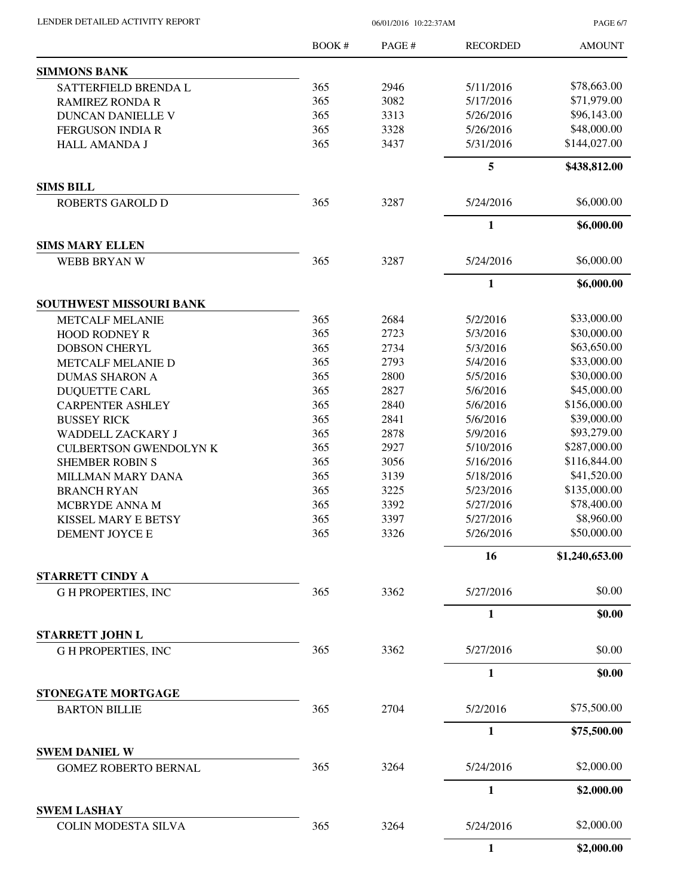| | BOOK # | PAGE # | RECORDED | AMOUNT |
|---|---|---|---|---|
| **SIMMONS BANK** | | | | |
| SATTERFIELD BRENDA L | 365 | 2946 | 5/11/2016 | $78,663.00 |
| RAMIREZ RONDA R | 365 | 3082 | 5/17/2016 | $71,979.00 |
| DUNCAN DANIELLE V | 365 | 3313 | 5/26/2016 | $96,143.00 |
| FERGUSON INDIA R | 365 | 3328 | 5/26/2016 | $48,000.00 |
| HALL AMANDA J | 365 | 3437 | 5/31/2016 | $144,027.00 |
| | | | **5** | **$438,812.00** |
| **SIMS BILL** | | | | |
| ROBERTS GAROLD D | 365 | 3287 | 5/24/2016 | $6,000.00 |
| | | | **1** | **$6,000.00** |
| **SIMS MARY ELLEN** | | | | |
| WEBB BRYAN W | 365 | 3287 | 5/24/2016 | $6,000.00 |
| | | | **1** | **$6,000.00** |
| **SOUTHWEST MISSOURI BANK** | | | | |
| METCALF MELANIE | 365 | 2684 | 5/2/2016 | $33,000.00 |
| HOOD RODNEY R | 365 | 2723 | 5/3/2016 | $30,000.00 |
| DOBSON CHERYL | 365 | 2734 | 5/3/2016 | $63,650.00 |
| METCALF MELANIE D | 365 | 2793 | 5/4/2016 | $33,000.00 |
| DUMAS SHARON A | 365 | 2800 | 5/5/2016 | $30,000.00 |
| DUQUETTE CARL | 365 | 2827 | 5/6/2016 | $45,000.00 |
| CARPENTER ASHLEY | 365 | 2840 | 5/6/2016 | $156,000.00 |
| BUSSEY RICK | 365 | 2841 | 5/6/2016 | $39,000.00 |
| WADDELL ZACKARY J | 365 | 2878 | 5/9/2016 | $93,279.00 |
| CULBERTSON GWENDOLYN K | 365 | 2927 | 5/10/2016 | $287,000.00 |
| SHEMBER ROBIN S | 365 | 3056 | 5/16/2016 | $116,844.00 |
| MILLMAN MARY DANA | 365 | 3139 | 5/18/2016 | $41,520.00 |
| BRANCH RYAN | 365 | 3225 | 5/23/2016 | $135,000.00 |
| MCBRYDE ANNA M | 365 | 3392 | 5/27/2016 | $78,400.00 |
| KISSEL MARY E BETSY | 365 | 3397 | 5/27/2016 | $8,960.00 |
| DEMENT JOYCE E | 365 | 3326 | 5/26/2016 | $50,000.00 |
| | | | **16** | **$1,240,653.00** |
| **STARRETT CINDY A** | | | | |
| G H PROPERTIES, INC | 365 | 3362 | 5/27/2016 | $0.00 |
| | | | **1** | **$0.00** |
| **STARRETT JOHN L** | | | | |
| G H PROPERTIES, INC | 365 | 3362 | 5/27/2016 | $0.00 |
| | | | **1** | **$0.00** |
| **STONEGATE MORTGAGE** | | | | |
| BARTON BILLIE | 365 | 2704 | 5/2/2016 | $75,500.00 |
| | | | **1** | **$75,500.00** |
| **SWEM DANIEL W** | | | | |
| GOMEZ ROBERTO BERNAL | 365 | 3264 | 5/24/2016 | $2,000.00 |
| | | | **1** | **$2,000.00** |
| **SWEM LASHAY** | | | | |
| COLIN MODESTA SILVA | 365 | 3264 | 5/24/2016 | $2,000.00 |
| | | | **1** | **$2,000.00** |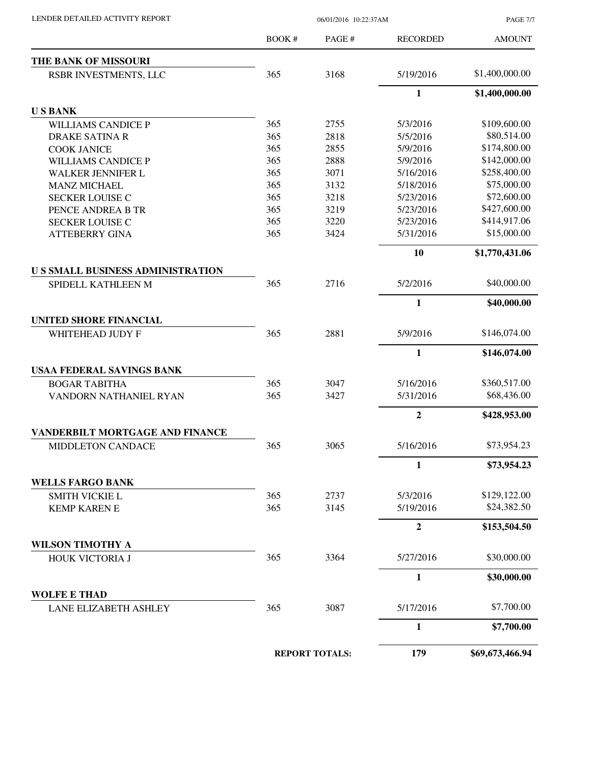LENDER DETAILED ACTIVITY REPORT

06/01/2016 10:22:37AM

| | BOOK # | PAGE # | RECORDED | AMOUNT |
|---|---|---|---|---|
| **THE BANK OF MISSOURI** | | | | |
| RSBR INVESTMENTS, LLC | 365 | 3168 | 5/19/2016 | $1,400,000.00 |
| | | | **1** | **$1,400,000.00** |
| **U S BANK** | | | | |
| WILLIAMS CANDICE P | 365 | 2755 | 5/3/2016 | $109,600.00 |
| DRAKE SATINA R | 365 | 2818 | 5/5/2016 | $80,514.00 |
| COOK JANICE | 365 | 2855 | 5/9/2016 | $174,800.00 |
| WILLIAMS CANDICE P | 365 | 2888 | 5/9/2016 | $142,000.00 |
| WALKER JENNIFER L | 365 | 3071 | 5/16/2016 | $258,400.00 |
| MANZ MICHAEL | 365 | 3132 | 5/18/2016 | $75,000.00 |
| SECKER LOUISE C | 365 | 3218 | 5/23/2016 | $72,600.00 |
| PENCE ANDREA B TR | 365 | 3219 | 5/23/2016 | $427,600.00 |
| SECKER LOUISE C | 365 | 3220 | 5/23/2016 | $414,917.06 |
| ATTEBERRY GINA | 365 | 3424 | 5/31/2016 | $15,000.00 |
| | | | **10** | **$1,770,431.06** |
| **U S SMALL BUSINESS ADMINISTRATION** | | | | |
| SPIDELL KATHLEEN M | 365 | 2716 | 5/2/2016 | $40,000.00 |
| | | | **1** | **$40,000.00** |
| **UNITED SHORE FINANCIAL** | | | | |
| WHITEHEAD JUDY F | 365 | 2881 | 5/9/2016 | $146,074.00 |
| | | | **1** | **$146,074.00** |
| **USAA FEDERAL SAVINGS BANK** | | | | |
| BOGAR TABITHA | 365 | 3047 | 5/16/2016 | $360,517.00 |
| VANDORN NATHANIEL RYAN | 365 | 3427 | 5/31/2016 | $68,436.00 |
| | | | **2** | **$428,953.00** |
| **VANDERBILT MORTGAGE AND FINANCE** | | | | |
| MIDDLETON CANDACE | 365 | 3065 | 5/16/2016 | $73,954.23 |
| | | | **1** | **$73,954.23** |
| **WELLS FARGO BANK** | | | | |
| SMITH VICKIE L | 365 | 2737 | 5/3/2016 | $129,122.00 |
| KEMP KAREN E | 365 | 3145 | 5/19/2016 | $24,382.50 |
| | | | **2** | **$153,504.50** |
| **WILSON TIMOTHY A** | | | | |
| HOUK VICTORIA J | 365 | 3364 | 5/27/2016 | $30,000.00 |
| | | | **1** | **$30,000.00** |
| **WOLFE E THAD** | | | | |
| LANE ELIZABETH ASHLEY | 365 | 3087 | 5/17/2016 | $7,700.00 |
| | | | **1** | **$7,700.00** |
| | | **REPORT TOTALS:** | **179** | **$69,673,466.94** |